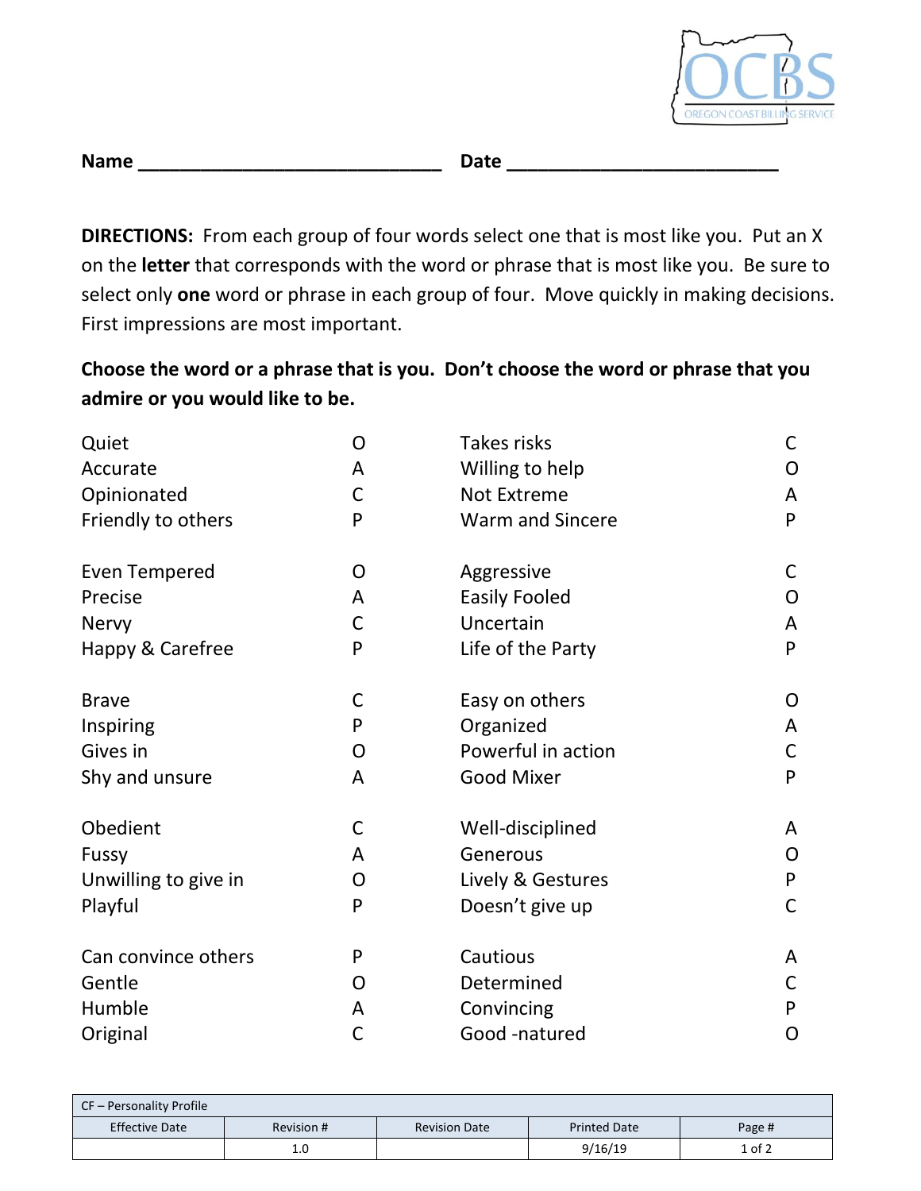OCBS
OREGON COAST BILLING SERVICE

**Name** ______________________________ **Date** __________________________

**DIRECTIONS:** From each group of four words select one that is most like you. Put an X on the **letter** that corresponds with the word or phrase that is most like you. Be sure to select only **one** word or phrase in each group of four. Move quickly in making decisions. First impressions are most important.

**Choose the word or a phrase that is you. Don't choose the word or phrase that you admire or you would like to be.**

| | | | |
|---|---|---|---|
| Quiet | O | Takes risks | C |
| Accurate | A | Willing to help | O |
| Opinionated | C | Not Extreme | A |
| Friendly to others | P | Warm and Sincere | P |
| | | | |
| Even Tempered | O | Aggressive | C |
| Precise | A | Easily Fooled | O |
| Nervy | C | Uncertain | A |
| Happy & Carefree | P | Life of the Party | P |
| | | | |
| Brave | C | Easy on others | O |
| Inspiring | P | Organized | A |
| Gives in | O | Powerful in action | C |
| Shy and unsure | A | Good Mixer | P |
| | | | |
| Obedient | C | Well-disciplined | A |
| Fussy | A | Generous | O |
| Unwilling to give in | O | Lively & Gestures | P |
| Playful | P | Doesn't give up | C |
| | | | |
| Can convince others | P | Cautious | A |
| Gentle | O | Determined | C |
| Humble | A | Convincing | P |
| Original | C | Good -natured | O |

| CF – Personality Profile | | | | |
|---|---|---|---|---|
| Effective Date | Revision # | Revision Date | Printed Date | Page # |
| | 1.0 | | 9/16/19 | 1 of 2 |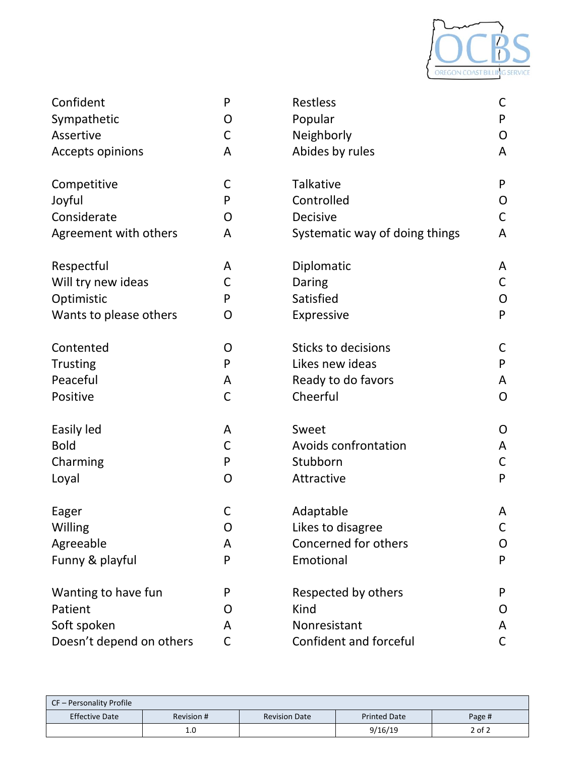| | | | |
|---|---|---|---|
| Confident | P | Restless | C |
| Sympathetic | O | Popular | P |
| Assertive | C | Neighborly | O |
| Accepts opinions | A | Abides by rules | A |
| | | | |
| Competitive | C | Talkative | P |
| Joyful | P | Controlled | O |
| Considerate | O | Decisive | C |
| Agreement with others | A | Systematic way of doing things | A |
| | | | |
| Respectful | A | Diplomatic | A |
| Will try new ideas | C | Daring | C |
| Optimistic | P | Satisfied | O |
| Wants to please others | O | Expressive | P |
| | | | |
| Contented | O | Sticks to decisions | C |
| Trusting | P | Likes new ideas | P |
| Peaceful | A | Ready to do favors | A |
| Positive | C | Cheerful | O |
| | | | |
| Easily led | A | Sweet | O |
| Bold | C | Avoids confrontation | A |
| Charming | P | Stubborn | C |
| Loyal | O | Attractive | P |
| | | | |
| Eager | C | Adaptable | A |
| Willing | O | Likes to disagree | C |
| Agreeable | A | Concerned for others | O |
| Funny & playful | P | Emotional | P |
| | | | |
| Wanting to have fun | P | Respected by others | P |
| Patient | O | Kind | O |
| Soft spoken | A | Nonresistant | A |
| Doesn't depend on others | C | Confident and forceful | C |